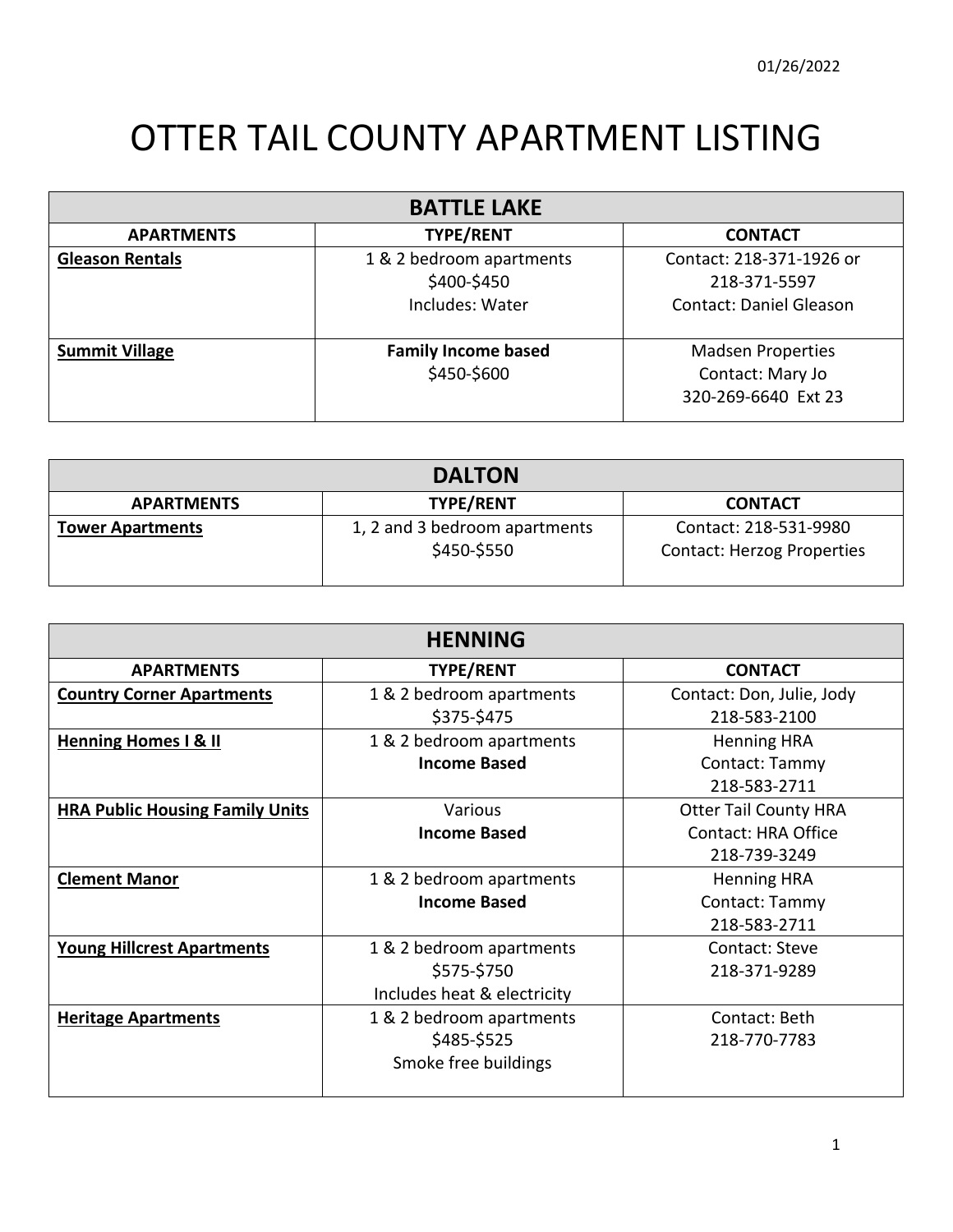01/26/2022

# OTTER TAIL COUNTY APARTMENT LISTING

| BATTLE LAKE | | |
|---|---|---|
| **APARTMENTS** | **TYPE/RENT** | **CONTACT** |
| **Gleason Rentals** | 1 & 2 bedroom apartments<br>$400-$450<br>Includes: Water | Contact: 218-371-1926 or 218-371-5597<br>Contact: Daniel Gleason |
| **Summit Village** | **Family Income based**<br>$450-$600 | Madsen Properties<br>Contact: Mary Jo<br>320-269-6640 Ext 23 |

| DALTON | | |
|---|---|---|
| **APARTMENTS** | **TYPE/RENT** | **CONTACT** |
| **Tower Apartments** | 1, 2 and 3 bedroom apartments<br>$450-$550 | Contact: 218-531-9980<br>Contact: Herzog Properties |

| HENNING | | |
|---|---|---|
| **APARTMENTS** | **TYPE/RENT** | **CONTACT** |
| **Country Corner Apartments** | 1 & 2 bedroom apartments<br>$375-$475 | Contact: Don, Julie, Jody<br>218-583-2100 |
| **Henning Homes I & II** | 1 & 2 bedroom apartments<br>**Income Based** | Henning HRA<br>Contact: Tammy<br>218-583-2711 |
| **HRA Public Housing Family Units** | Various<br>**Income Based** | Otter Tail County HRA<br>Contact: HRA Office<br>218-739-3249 |
| **Clement Manor** | 1 & 2 bedroom apartments<br>**Income Based** | Henning HRA<br>Contact: Tammy<br>218-583-2711 |
| **Young Hillcrest Apartments** | 1 & 2 bedroom apartments<br>$575-$750<br>Includes heat & electricity | Contact: Steve<br>218-371-9289 |
| **Heritage Apartments** | 1 & 2 bedroom apartments<br>$485-$525<br>Smoke free buildings | Contact: Beth<br>218-770-7783 |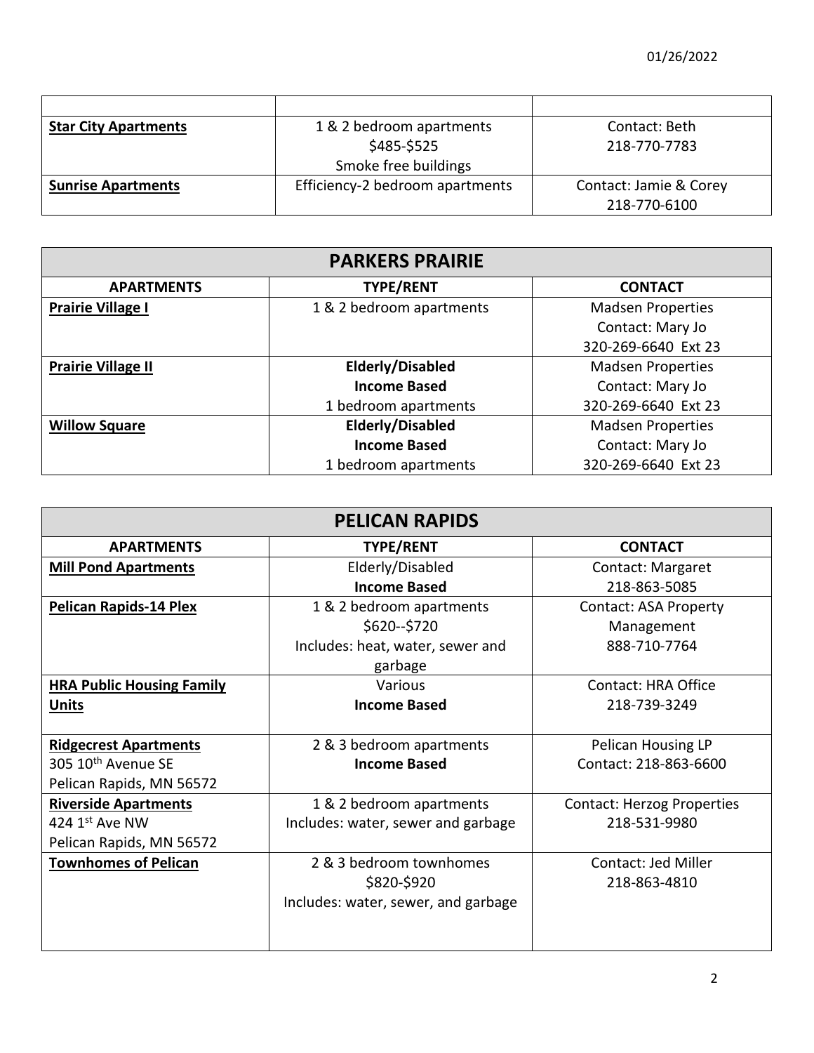| | | |
|---|---|---|
| **Star City Apartments** | 1 & 2 bedroom apartments<br>$485-$525<br>Smoke free buildings | Contact: Beth<br>218-770-7783 |
| **Sunrise Apartments** | Efficiency-2 bedroom apartments | Contact: Jamie & Corey<br>218-770-6100 |

## PARKERS PRAIRIE

| APARTMENTS | TYPE/RENT | CONTACT |
|---|---|---|
| **Prairie Village I** | 1 & 2 bedroom apartments | Madsen Properties<br>Contact: Mary Jo<br>320-269-6640 Ext 23 |
| **Prairie Village II** | **Elderly/Disabled**<br>**Income Based**<br>1 bedroom apartments | Madsen Properties<br>Contact: Mary Jo<br>320-269-6640 Ext 23 |
| **Willow Square** | **Elderly/Disabled**<br>**Income Based**<br>1 bedroom apartments | Madsen Properties<br>Contact: Mary Jo<br>320-269-6640 Ext 23 |

## PELICAN RAPIDS

| APARTMENTS | TYPE/RENT | CONTACT |
|---|---|---|
| **Mill Pond Apartments** | Elderly/Disabled<br>**Income Based** | Contact: Margaret<br>218-863-5085 |
| **Pelican Rapids-14 Plex** | 1 & 2 bedroom apartments<br>$620--$720<br>Includes: heat, water, sewer and garbage | Contact: ASA Property Management<br>888-710-7764 |
| **HRA Public Housing Family Units** | Various<br>**Income Based** | Contact: HRA Office<br>218-739-3249 |
| **Ridgecrest Apartments**<br>305 10th Avenue SE<br>Pelican Rapids, MN 56572 | 2 & 3 bedroom apartments<br>**Income Based** | Pelican Housing LP<br>Contact: 218-863-6600 |
| **Riverside Apartments**<br>424 1st Ave NW<br>Pelican Rapids, MN 56572 | 1 & 2 bedroom apartments<br>Includes: water, sewer and garbage | Contact: Herzog Properties<br>218-531-9980 |
| **Townhomes of Pelican** | 2 & 3 bedroom townhomes<br>$820-$920<br>Includes: water, sewer, and garbage | Contact: Jed Miller<br>218-863-4810 |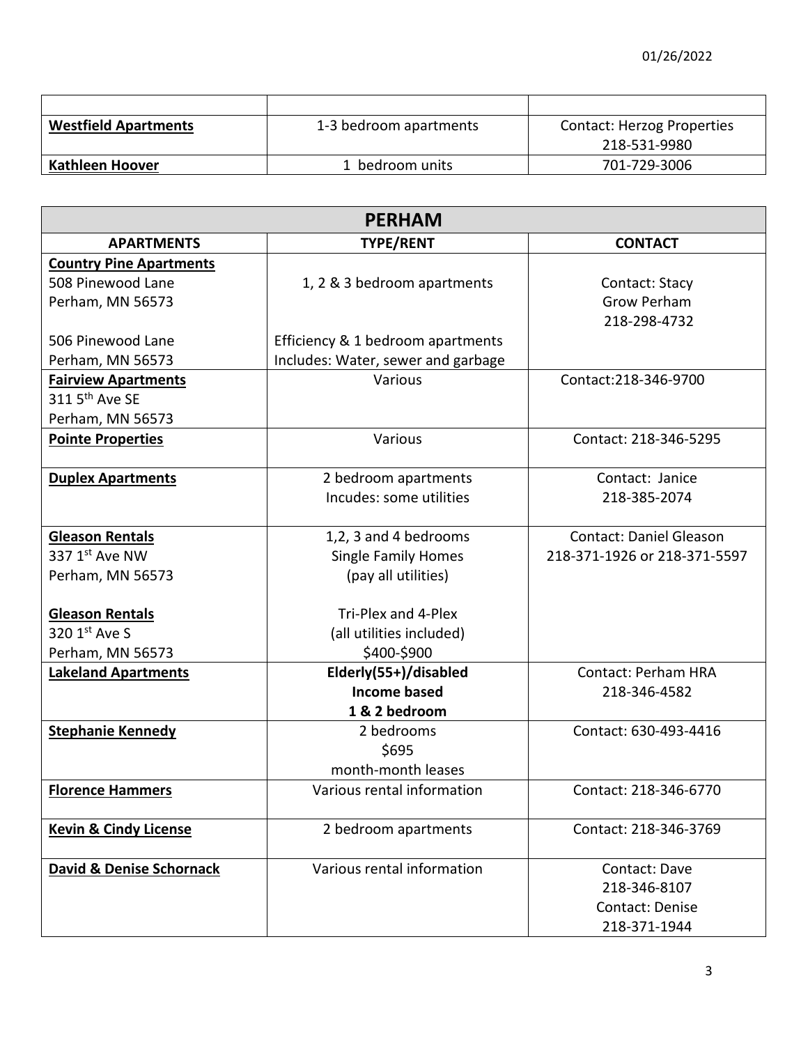01/26/2022

| | | |
|---|---|---|
| **Westfield Apartments** | 1-3 bedroom apartments | Contact: Herzog Properties 218-531-9980 |
| **Kathleen Hoover** | 1 bedroom units | 701-729-3006 |

## PERHAM

| APARTMENTS | TYPE/RENT | CONTACT |
|---|---|---|
| **Country Pine Apartments**<br>508 Pinewood Lane<br>Perham, MN 56573<br><br>506 Pinewood Lane<br>Perham, MN 56573 | 1, 2 & 3 bedroom apartments<br><br>Efficiency & 1 bedroom apartments<br>Includes: Water, sewer and garbage | Contact: Stacy<br>Grow Perham<br>218-298-4732 |
| **Fairview Apartments**<br>311 5th Ave SE<br>Perham, MN 56573 | Various | Contact:218-346-9700 |
| **Pointe Properties** | Various | Contact: 218-346-5295 |
| **Duplex Apartments** | 2 bedroom apartments<br>Incudes: some utilities | Contact: Janice<br>218-385-2074 |
| **Gleason Rentals**<br>337 1st Ave NW<br>Perham, MN 56573<br><br>**Gleason Rentals**<br>320 1st Ave S<br>Perham, MN 56573 | 1,2, 3 and 4 bedrooms<br>Single Family Homes<br>(pay all utilities)<br><br>Tri-Plex and 4-Plex<br>(all utilities included)<br>$400-$900 | Contact: Daniel Gleason<br>218-371-1926 or 218-371-5597 |
| **Lakeland Apartments** | **Elderly(55+)/disabled**<br>**Income based**<br>**1 & 2 bedroom** | Contact: Perham HRA<br>218-346-4582 |
| **Stephanie Kennedy** | 2 bedrooms<br>$695<br>month-month leases | Contact: 630-493-4416 |
| **Florence Hammers** | Various rental information | Contact: 218-346-6770 |
| **Kevin & Cindy License** | 2 bedroom apartments | Contact: 218-346-3769 |
| **David & Denise Schornack** | Various rental information | Contact: Dave<br>218-346-8107<br>Contact: Denise<br>218-371-1944 |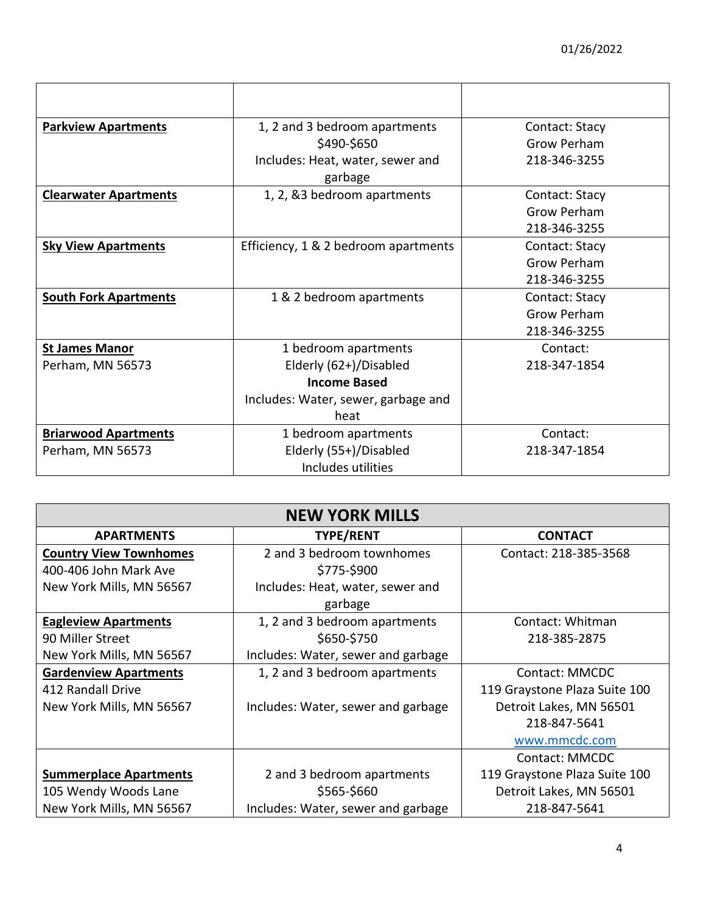| | | |
|---|---|---|
| **Parkview Apartments** | 1, 2 and 3 bedroom apartments<br>$490-$650<br>Includes: Heat, water, sewer and garbage | Contact: Stacy<br>Grow Perham<br>218-346-3255 |
| **Clearwater Apartments** | 1, 2, &3 bedroom apartments | Contact: Stacy<br>Grow Perham<br>218-346-3255 |
| **Sky View Apartments** | Efficiency, 1 & 2 bedroom apartments | Contact: Stacy<br>Grow Perham<br>218-346-3255 |
| **South Fork Apartments** | 1 & 2 bedroom apartments | Contact: Stacy<br>Grow Perham<br>218-346-3255 |
| **St James Manor**<br>Perham, MN 56573 | 1 bedroom apartments<br>Elderly (62+)/Disabled<br>**Income Based**<br>Includes: Water, sewer, garbage and heat | Contact:<br>218-347-1854 |
| **Briarwood Apartments**<br>Perham, MN 56573 | 1 bedroom apartments<br>Elderly (55+)/Disabled<br>Includes utilities | Contact:<br>218-347-1854 |

## NEW YORK MILLS

| APARTMENTS | TYPE/RENT | CONTACT |
|---|---|---|
| **Country View Townhomes**<br>400-406 John Mark Ave<br>New York Mills, MN 56567 | 2 and 3 bedroom townhomes<br>$775-$900<br>Includes: Heat, water, sewer and garbage | Contact: 218-385-3568 |
| **Eagleview Apartments**<br>90 Miller Street<br>New York Mills, MN 56567 | 1, 2 and 3 bedroom apartments<br>$650-$750<br>Includes: Water, sewer and garbage | Contact: Whitman<br>218-385-2875 |
| **Gardenview Apartments**<br>412 Randall Drive<br>New York Mills, MN 56567 | 1, 2 and 3 bedroom apartments<br><br>Includes: Water, sewer and garbage | Contact: MMCDC<br>119 Graystone Plaza Suite 100<br>Detroit Lakes, MN 56501<br>218-847-5641<br>www.mmcdc.com |
| **Summerplace Apartments**<br>105 Wendy Woods Lane<br>New York Mills, MN 56567 | 2 and 3 bedroom apartments<br>$565-$660<br>Includes: Water, sewer and garbage | Contact: MMCDC<br>119 Graystone Plaza Suite 100<br>Detroit Lakes, MN 56501<br>218-847-5641 |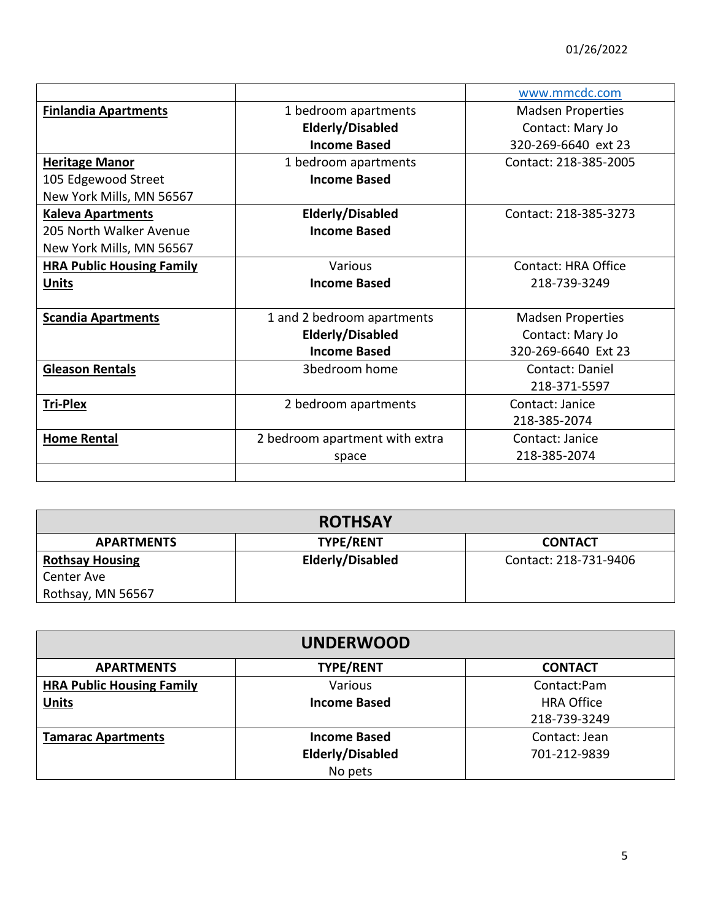01/26/2022

| | | |
|---|---|---|
| | | www.mmcdc.com |
| **Finlandia Apartments** | 1 bedroom apartments<br>**Elderly/Disabled**<br>**Income Based** | Madsen Properties<br>Contact: Mary Jo<br>320-269-6640 ext 23 |
| **Heritage Manor**<br>105 Edgewood Street<br>New York Mills, MN 56567 | 1 bedroom apartments<br>**Income Based** | Contact: 218-385-2005 |
| **Kaleva Apartments**<br>205 North Walker Avenue<br>New York Mills, MN 56567 | **Elderly/Disabled**<br>**Income Based** | Contact: 218-385-3273 |
| **HRA Public Housing Family Units** | Various<br>**Income Based** | Contact: HRA Office<br>218-739-3249 |
| **Scandia Apartments** | 1 and 2 bedroom apartments<br>**Elderly/Disabled**<br>**Income Based** | Madsen Properties<br>Contact: Mary Jo<br>320-269-6640 Ext 23 |
| **Gleason Rentals** | 3bedroom home | Contact: Daniel<br>218-371-5597 |
| **Tri-Plex** | 2 bedroom apartments | Contact: Janice<br>218-385-2074 |
| **Home Rental** | 2 bedroom apartment with extra space | Contact: Janice<br>218-385-2074 |
| | | |

## ROTHSAY

| APARTMENTS | TYPE/RENT | CONTACT |
|---|---|---|
| **Rothsay Housing**<br>Center Ave<br>Rothsay, MN 56567 | **Elderly/Disabled** | Contact: 218-731-9406 |

## UNDERWOOD

| APARTMENTS | TYPE/RENT | CONTACT |
|---|---|---|
| **HRA Public Housing Family Units** | Various<br>**Income Based** | Contact:Pam<br>HRA Office<br>218-739-3249 |
| **Tamarac Apartments** | **Income Based**<br>**Elderly/Disabled**<br>No pets | Contact: Jean<br>701-212-9839 |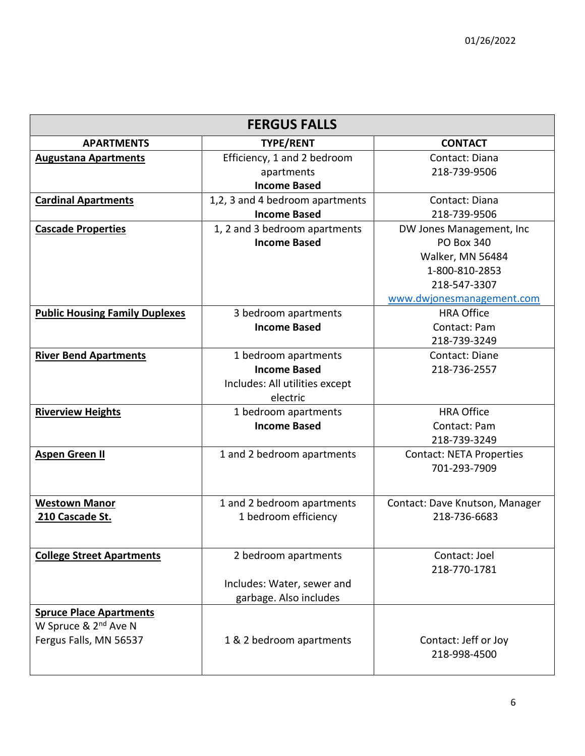| FERGUS FALLS | | |
|---|---|---|
| **APARTMENTS** | **TYPE/RENT** | **CONTACT** |
| **Augustana Apartments** | Efficiency, 1 and 2 bedroom apartments **Income Based** | Contact: Diana 218-739-9506 |
| **Cardinal Apartments** | 1,2, 3 and 4 bedroom apartments **Income Based** | Contact: Diana 218-739-9506 |
| **Cascade Properties** | 1, 2 and 3 bedroom apartments **Income Based** | DW Jones Management, Inc PO Box 340 Walker, MN 56484 1-800-810-2853 218-547-3307 www.dwjonesmanagement.com |
| **Public Housing Family Duplexes** | 3 bedroom apartments **Income Based** | HRA Office Contact: Pam 218-739-3249 |
| **River Bend Apartments** | 1 bedroom apartments **Income Based** Includes: All utilities except electric | Contact: Diane 218-736-2557 |
| **Riverview Heights** | 1 bedroom apartments **Income Based** | HRA Office Contact: Pam 218-739-3249 |
| **Aspen Green II** | 1 and 2 bedroom apartments | Contact: NETA Properties 701-293-7909 |
| **Westown Manor 210 Cascade St.** | 1 and 2 bedroom apartments 1 bedroom efficiency | Contact: Dave Knutson, Manager 218-736-6683 |
| **College Street Apartments** | 2 bedroom apartments Includes: Water, sewer and garbage. Also includes | Contact: Joel 218-770-1781 |
| **Spruce Place Apartments** W Spruce & 2nd Ave N Fergus Falls, MN 56537 | 1 & 2 bedroom apartments | Contact: Jeff or Joy 218-998-4500 |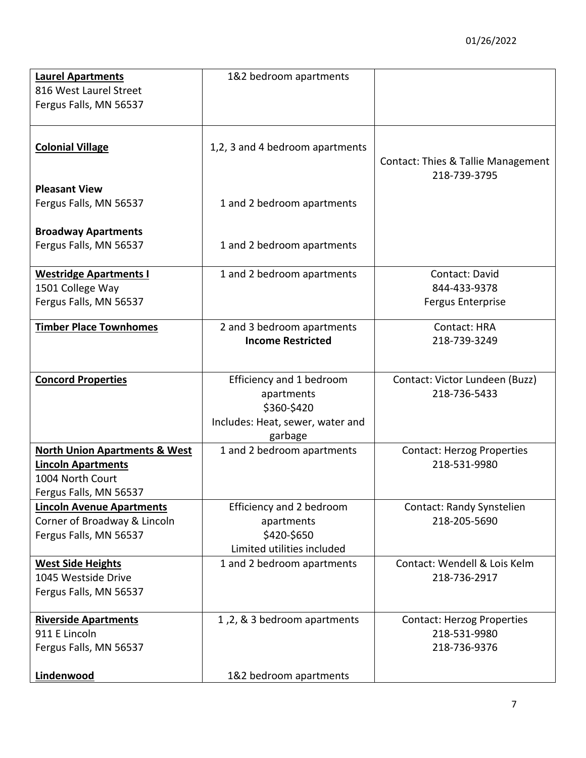01/26/2022

| | | |
|---|---|---|
| **Laurel Apartments**<br>816 West Laurel Street<br>Fergus Falls, MN 56537 | 1&2 bedroom apartments | |
| **Colonial Village**<br><br>**Pleasant View**<br>Fergus Falls, MN 56537<br><br>**Broadway Apartments**<br>Fergus Falls, MN 56537 | 1,2, 3 and 4 bedroom apartments<br><br>1 and 2 bedroom apartments<br><br>1 and 2 bedroom apartments | Contact: Thies & Tallie Management<br>218-739-3795 |
| **Westridge Apartments I**<br>1501 College Way<br>Fergus Falls, MN 56537 | 1 and 2 bedroom apartments | Contact: David<br>844-433-9378<br>Fergus Enterprise |
| **Timber Place Townhomes** | 2 and 3 bedroom apartments<br>**Income Restricted** | Contact: HRA<br>218-739-3249 |
| **Concord Properties** | Efficiency and 1 bedroom apartments<br>$360-$420<br>Includes: Heat, sewer, water and garbage | Contact: Victor Lundeen (Buzz)<br>218-736-5433 |
| **North Union Apartments & West Lincoln Apartments**<br>1004 North Court<br>Fergus Falls, MN 56537 | 1 and 2 bedroom apartments | Contact: Herzog Properties<br>218-531-9980 |
| **Lincoln Avenue Apartments**<br>Corner of Broadway & Lincoln<br>Fergus Falls, MN 56537 | Efficiency and 2 bedroom apartments<br>$420-$650<br>Limited utilities included | Contact: Randy Synstelien<br>218-205-5690 |
| **West Side Heights**<br>1045 Westside Drive<br>Fergus Falls, MN 56537 | 1 and 2 bedroom apartments | Contact: Wendell & Lois Kelm<br>218-736-2917 |
| **Riverside Apartments**<br>911 E Lincoln<br>Fergus Falls, MN 56537<br><br>**Lindenwood** | 1 ,2, & 3 bedroom apartments<br><br><br><br>1&2 bedroom apartments | Contact: Herzog Properties<br>218-531-9980<br>218-736-9376 |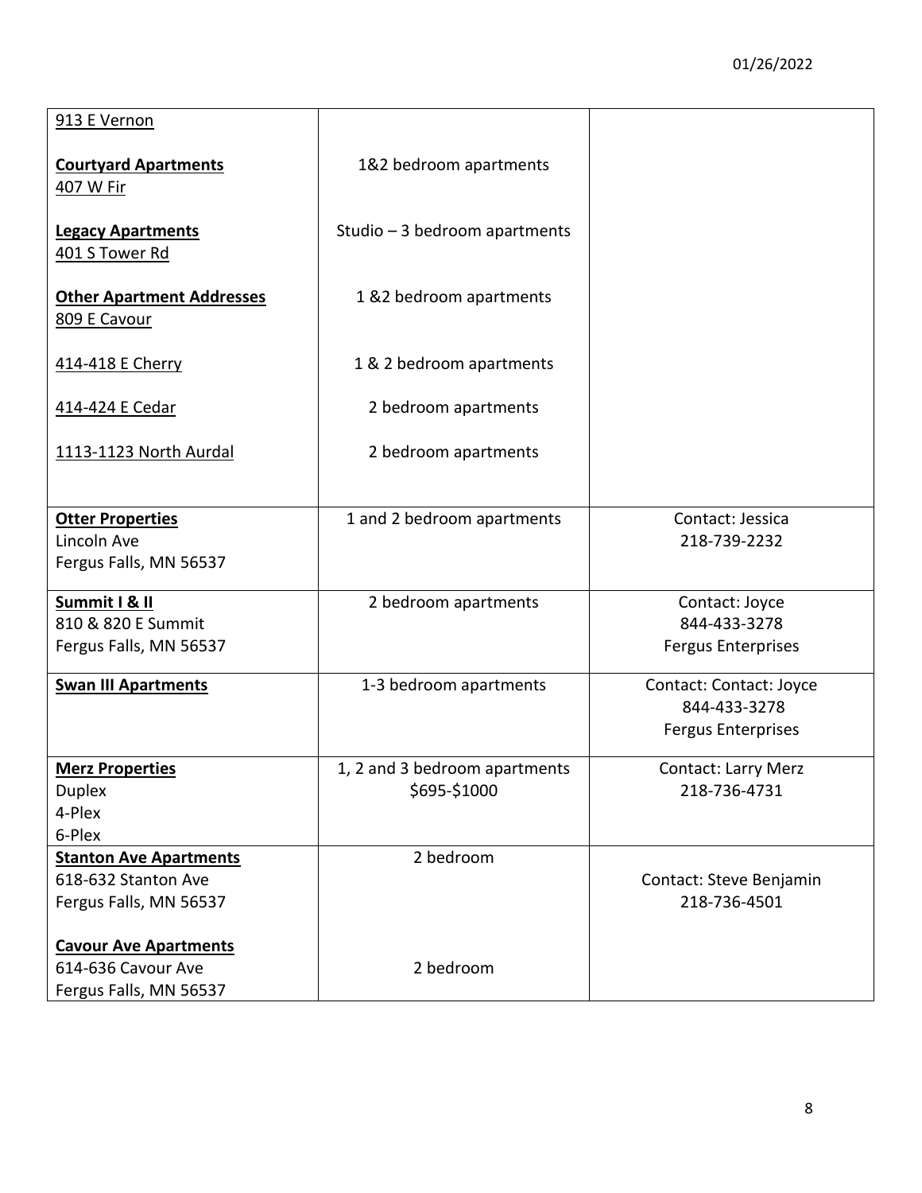| | | |
|---|---|---|
| 913 E Vernon<br><br>**Courtyard Apartments**<br>407 W Fir<br><br>**Legacy Apartments**<br>401 S Tower Rd<br><br>**Other Apartment Addresses**<br>809 E Cavour<br><br>414-418 E Cherry<br><br>414-424 E Cedar<br><br>1113-1123 North Aurdal | <br><br>1&2 bedroom apartments<br><br><br>Studio – 3 bedroom apartments<br><br><br>1 &2 bedroom apartments<br><br><br>1 & 2 bedroom apartments<br><br>2 bedroom apartments<br><br>2 bedroom apartments | |
| **Otter Properties**<br>Lincoln Ave<br>Fergus Falls, MN 56537 | 1 and 2 bedroom apartments | Contact: Jessica<br>218-739-2232 |
| **Summit I & II**<br>810 & 820 E Summit<br>Fergus Falls, MN 56537 | 2 bedroom apartments | Contact: Joyce<br>844-433-3278<br>Fergus Enterprises |
| **Swan III Apartments** | 1-3 bedroom apartments | Contact: Contact: Joyce<br>844-433-3278<br>Fergus Enterprises |
| **Merz Properties**<br>Duplex<br>4-Plex<br>6-Plex | 1, 2 and 3 bedroom apartments<br>$695-$1000 | Contact: Larry Merz<br>218-736-4731 |
| **Stanton Ave Apartments**<br>618-632 Stanton Ave<br>Fergus Falls, MN 56537<br><br>**Cavour Ave Apartments**<br>614-636 Cavour Ave<br>Fergus Falls, MN 56537 | 2 bedroom<br><br><br><br><br>2 bedroom | Contact: Steve Benjamin<br>218-736-4501 |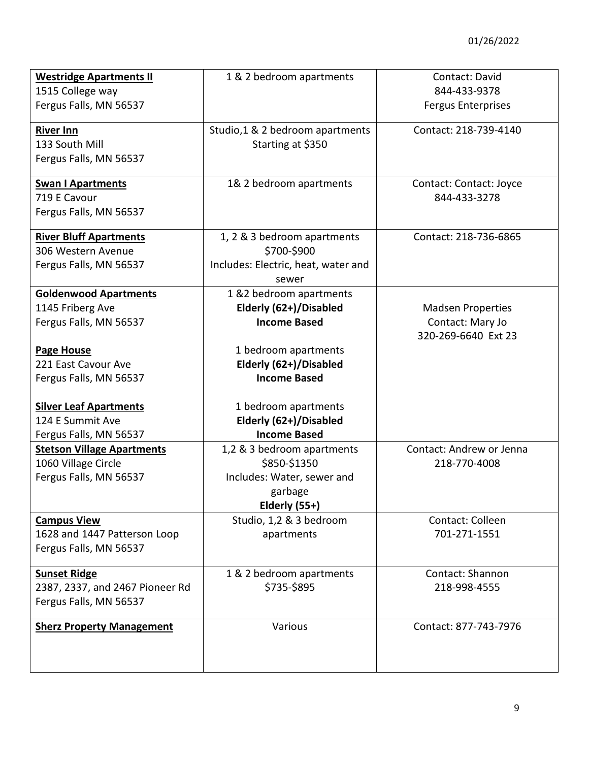01/26/2022

| | | |
|---|---|---|
| **Westridge Apartments II**<br>1515 College way<br>Fergus Falls, MN 56537 | 1 & 2 bedroom apartments | Contact: David<br>844-433-9378<br>Fergus Enterprises |
| **River Inn**<br>133 South Mill<br>Fergus Falls, MN 56537 | Studio,1 & 2 bedroom apartments<br>Starting at $350 | Contact: 218-739-4140 |
| **Swan I Apartments**<br>719 E Cavour<br>Fergus Falls, MN 56537 | 1& 2 bedroom apartments | Contact: Contact: Joyce<br>844-433-3278 |
| **River Bluff Apartments**<br>306 Western Avenue<br>Fergus Falls, MN 56537 | 1, 2 & 3 bedroom apartments<br>$700-$900<br>Includes: Electric, heat, water and sewer | Contact: 218-736-6865 |
| **Goldenwood Apartments**<br>1145 Friberg Ave<br>Fergus Falls, MN 56537<br><br>**Page House**<br>221 East Cavour Ave<br>Fergus Falls, MN 56537<br><br>**Silver Leaf Apartments**<br>124 E Summit Ave<br>Fergus Falls, MN 56537 | 1 &2 bedroom apartments<br>**Elderly (62+)/Disabled**<br>**Income Based**<br><br>1 bedroom apartments<br>**Elderly (62+)/Disabled**<br>**Income Based**<br><br>1 bedroom apartments<br>**Elderly (62+)/Disabled**<br>**Income Based** | Madsen Properties<br>Contact: Mary Jo<br>320-269-6640 Ext 23 |
| **Stetson Village Apartments**<br>1060 Village Circle<br>Fergus Falls, MN 56537 | 1,2 & 3 bedroom apartments<br>$850-$1350<br>Includes: Water, sewer and garbage<br>**Elderly (55+)** | Contact: Andrew or Jenna<br>218-770-4008 |
| **Campus View**<br>1628 and 1447 Patterson Loop<br>Fergus Falls, MN 56537 | Studio, 1,2 & 3 bedroom apartments | Contact: Colleen<br>701-271-1551 |
| **Sunset Ridge**<br>2387, 2337, and 2467 Pioneer Rd<br>Fergus Falls, MN 56537 | 1 & 2 bedroom apartments<br>$735-$895 | Contact: Shannon<br>218-998-4555 |
| **Sherz Property Management** | Various | Contact: 877-743-7976 |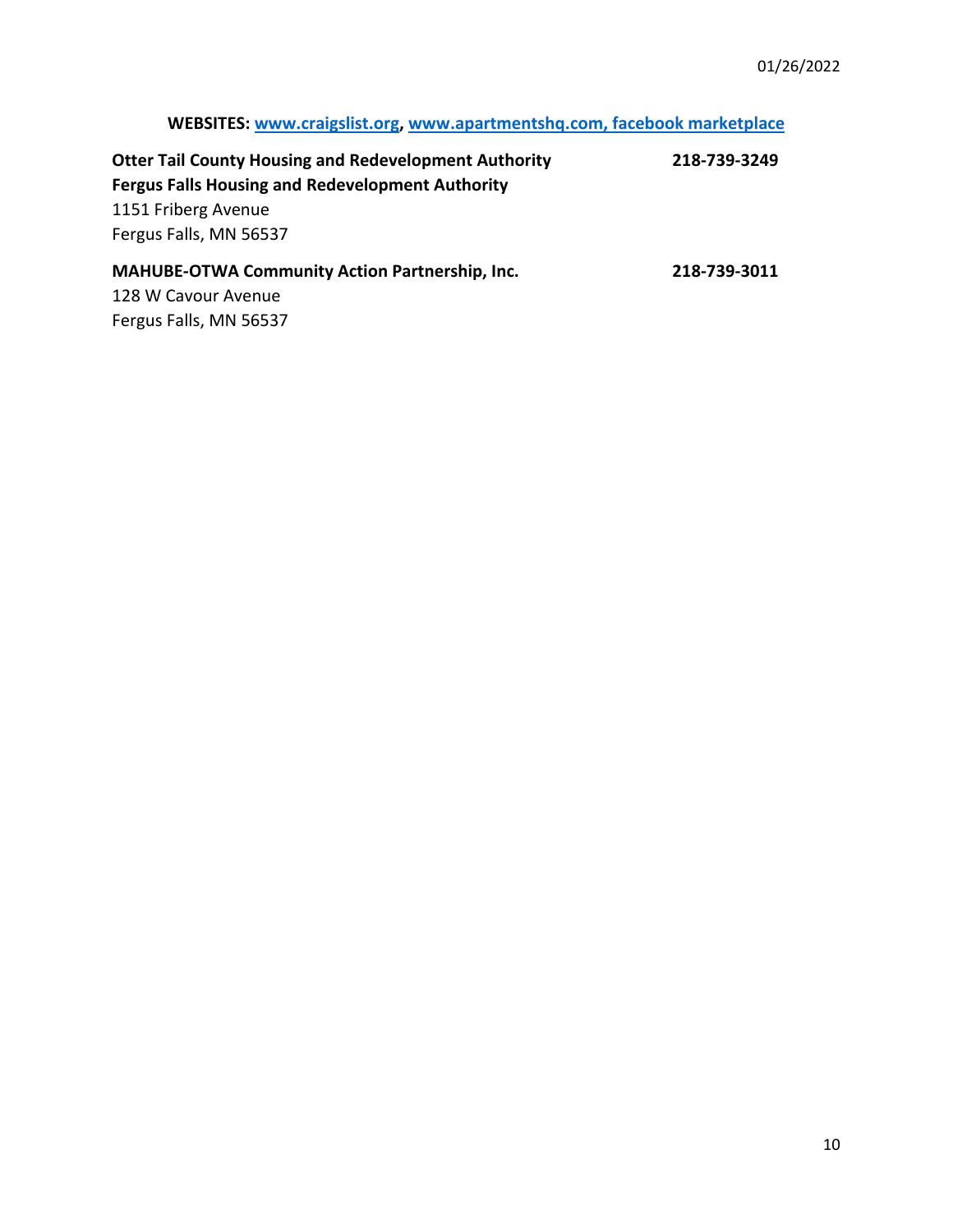**WEBSITES: www.craigslist.org, www.apartmentshq.com, facebook marketplace**

**Otter Tail County Housing and Redevelopment Authority** **218-739-3249**
**Fergus Falls Housing and Redevelopment Authority**
1151 Friberg Avenue
Fergus Falls, MN 56537

**MAHUBE-OTWA Community Action Partnership, Inc.** **218-739-3011**
128 W Cavour Avenue
Fergus Falls, MN 56537